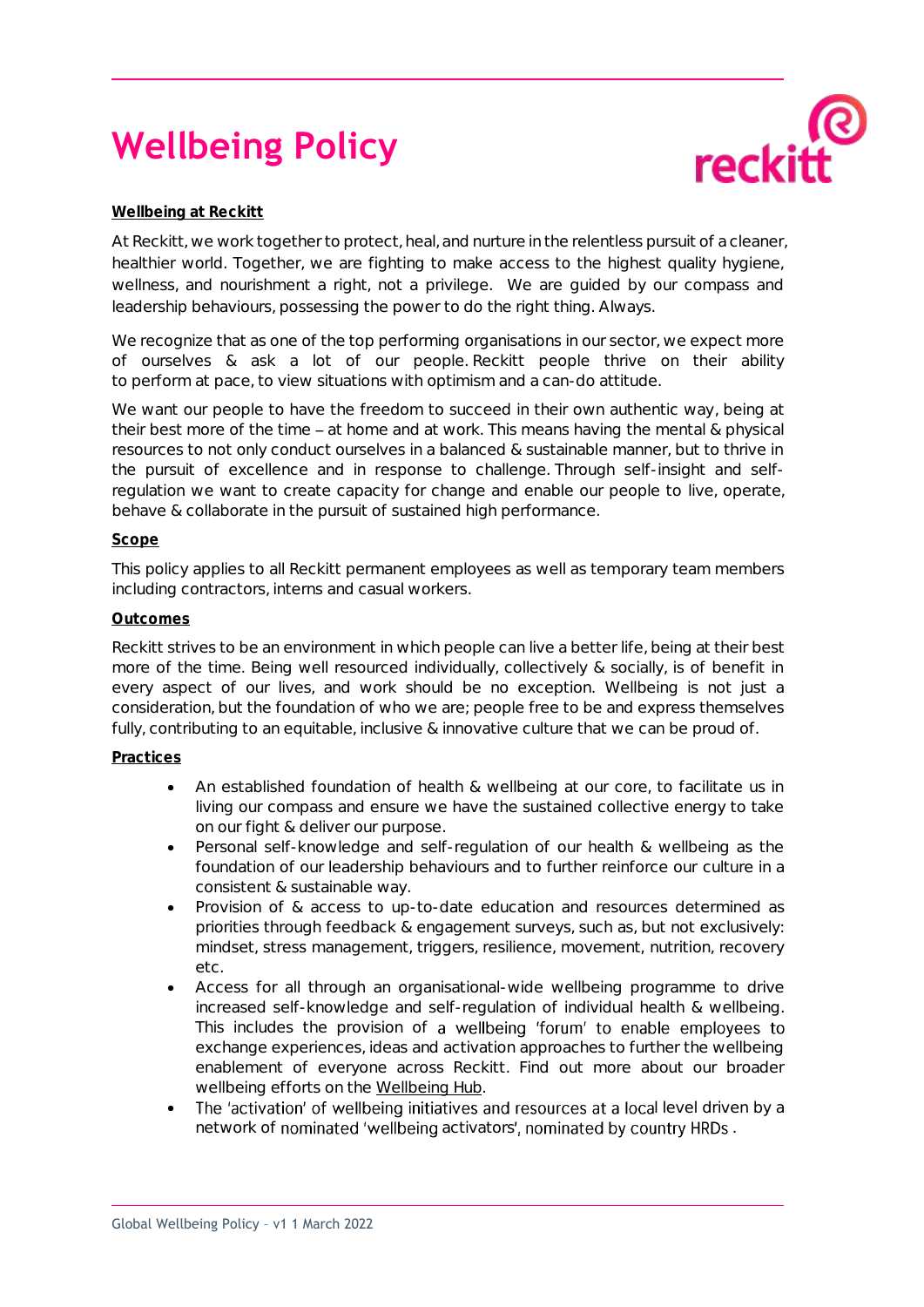# Wellbeing Policy

## Wellbeing at Reckitt

At Reckitt, we work together to protect, heal, and nurture in the relentless pursuit of a cleaner, healthier world. Together, we are fighting to make access to the highest quality hygiene, wellness, and nourishment a right, not a privilege. We are guided by our compass and leadership behaviours, possessing the power to do the right thing. Always.

We recognize that as one of the top performing organisations in our sector, we expect more of ourselves & ask a lot of our people. Reckitt people thrive on their ability to perform at pace, to view situations with optimism and a can-do attitude.

We want our people to have the freedom to succeed in their own authentic way, being at their best more of the time – at home and at work. This means having the mental & physical resources to not only conduct ourselves in a balanced & sustainable manner, but to thrive in the pursuit of excellence and in response to challenge. Through self-insight and self-regulation we want to create capacity for change and enable our people to live, operate, behave & collaborate in the pursuit of sustained high performance.

## Scope

This policy applies to all Reckitt permanent employees as well as temporary team members including contractors, interns and casual workers.

## Outcomes

Reckitt strives to be an environment in which people can live a better life, being at their best more of the time. Being well resourced individually, collectively & socially, is of benefit in every aspect of our lives, and work should be no exception. Wellbeing is not just a consideration, but the foundation of who we are; people free to be and express themselves fully, contributing to an equitable, inclusive & innovative culture that we can be proud of.

## Practices

- An established foundation of health & wellbeing at our core, to facilitate us in living our compass and ensure we have the sustained collective energy to take on our fight & deliver our purpose.
- Personal self-knowledge and self-regulation of our health & wellbeing as the foundation of our leadership behaviours and to further reinforce our culture in a consistent & sustainable way.
- Provision of & access to up-to-date education and resources determined as priorities through feedback & engagement surveys, such as, but not exclusively: mindset, stress management, triggers, resilience, movement, nutrition, recovery etc.
- Access for all through an organisational-wide wellbeing programme to drive increased self-knowledge and self-regulation of individual health & wellbeing. This includes the provision of a wellbeing 'forum' to enable employees to exchange experiences, ideas and activation approaches to further the wellbeing enablement of everyone across Reckitt. Find out more about our broader wellbeing efforts on the Wellbeing Hub.
- The 'activation' of wellbeing initiatives and resources at a local level driven by a network of nominated 'wellbeing activators', nominated by country HRDs .

Global Wellbeing Policy – v1 1 March 2022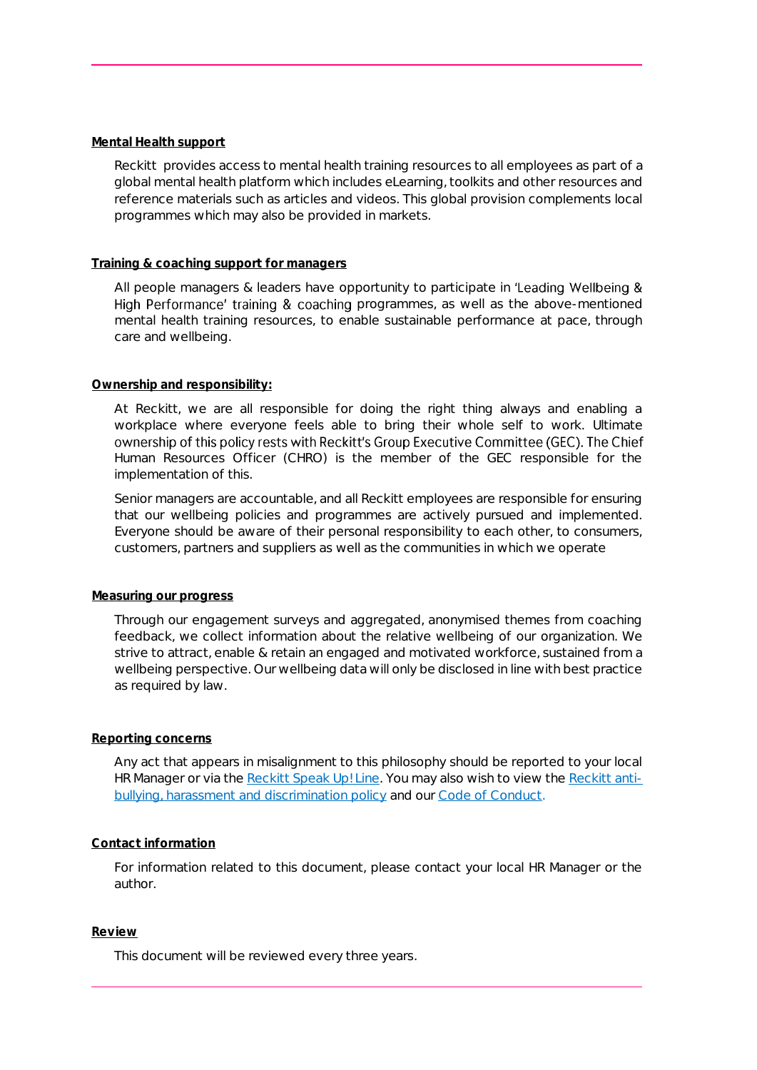## Mental Health support

Reckitt provides access to mental health training resources to all employees as part of a global mental health platform which includes eLearning, toolkits and other resources and reference materials such as articles and videos. This global provision complements local programmes which may also be provided in markets.

## Training & coaching support for managers

All people managers & leaders have opportunity to participate in 'Leading Wellbeing & High Performance' training & coaching programmes, as well as the above-mentioned mental health training resources, to enable sustainable performance at pace, through care and wellbeing.

## Ownership and responsibility:

At Reckitt, we are all responsible for doing the right thing always and enabling a workplace where everyone feels able to bring their whole self to work. Ultimate ownership of this policy rests with Reckitt's Group Executive Committee (GEC). The Chief Human Resources Officer (CHRO) is the member of the GEC responsible for the implementation of this.

Senior managers are accountable, and all Reckitt employees are responsible for ensuring that our wellbeing policies and programmes are actively pursued and implemented. Everyone should be aware of their personal responsibility to each other, to consumers, customers, partners and suppliers as well as the communities in which we operate

## Measuring our progress

Through our engagement surveys and aggregated, anonymised themes from coaching feedback, we collect information about the relative wellbeing of our organization. We strive to attract, enable & retain an engaged and motivated workforce, sustained from a wellbeing perspective. Our wellbeing data will only be disclosed in line with best practice as required by law.

## Reporting concerns

Any act that appears in misalignment to this philosophy should be reported to your local HR Manager or via the Reckitt Speak Up! Line. You may also wish to view the Reckitt anti-bullying, harassment and discrimination policy and our Code of Conduct.

## Contact information

For information related to this document, please contact your local HR Manager or the author.

## Review

This document will be reviewed every three years.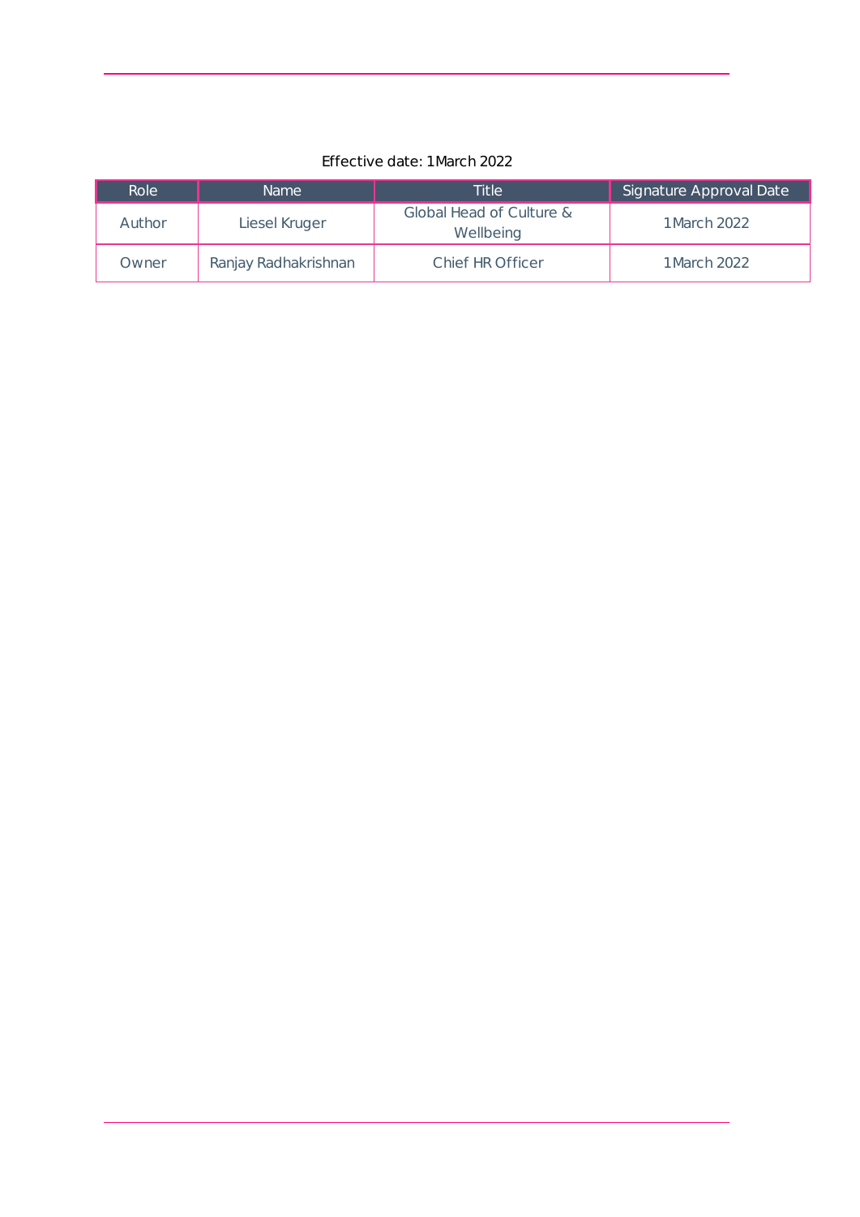Effective date: 1March 2022

| Role | Name | Title | Signature Approval Date |
|---|---|---|---|
| Author | Liesel Kruger | Global Head of Culture & Wellbeing | 1March 2022 |
| Owner | Ranjay Radhakrishnan | Chief HR Officer | 1March 2022 |